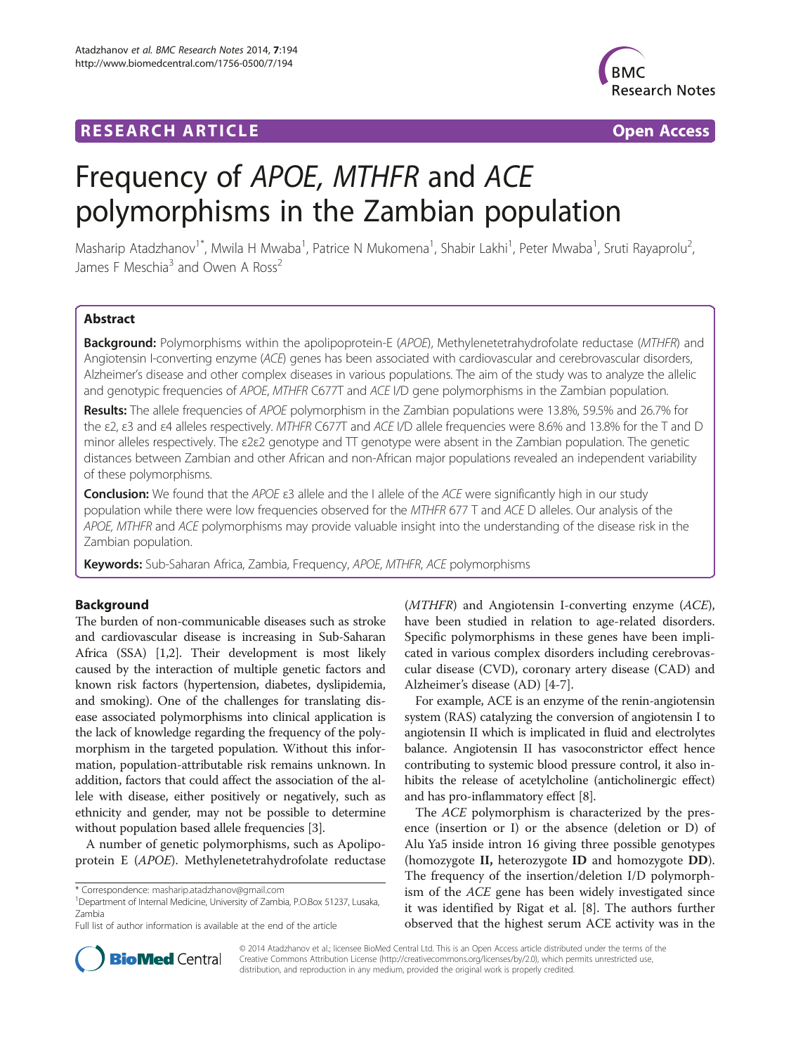RESEARCH ARTICLE **Open Access**

# Frequency of *APOE, MTHFR* and *ACE* polymorphisms in the Zambian population

Masharip Atadzhanov[1*], Mwila H Mwaba[1], Patrice N Mukomena[1], Shabir Lakhi[1], Peter Mwaba[1], Sruti Rayaprolu[2], James F Meschia[3] and Owen A Ross[2]

## Abstract

**Background:** Polymorphisms within the apolipoprotein-E (*APOE*), Methylenetetrahydrofolate reductase (*MTHFR*) and Angiotensin I-converting enzyme (*ACE*) genes has been associated with cardiovascular and cerebrovascular disorders, Alzheimer's disease and other complex diseases in various populations. The aim of the study was to analyze the allelic and genotypic frequencies of *APOE*, *MTHFR* C677T and *ACE* I/D gene polymorphisms in the Zambian population.

**Results:** The allele frequencies of *APOE* polymorphism in the Zambian populations were 13.8%, 59.5% and 26.7% for the ε2, ε3 and ε4 alleles respectively. *MTHFR* C677T and *ACE* I/D allele frequencies were 8.6% and 13.8% for the T and D minor alleles respectively. The ε2ε2 genotype and TT genotype were absent in the Zambian population. The genetic distances between Zambian and other African and non-African major populations revealed an independent variability of these polymorphisms.

**Conclusion:** We found that the *APOE* ε3 allele and the I allele of the *ACE* were significantly high in our study population while there were low frequencies observed for the *MTHFR* 677 T and *ACE* D alleles. Our analysis of the *APOE, MTHFR* and *ACE* polymorphisms may provide valuable insight into the understanding of the disease risk in the Zambian population.

**Keywords:** Sub-Saharan Africa, Zambia, Frequency, *APOE*, *MTHFR*, *ACE* polymorphisms

## Background

The burden of non-communicable diseases such as stroke and cardiovascular disease is increasing in Sub-Saharan Africa (SSA) [1,2]. Their development is most likely caused by the interaction of multiple genetic factors and known risk factors (hypertension, diabetes, dyslipidemia, and smoking). One of the challenges for translating disease associated polymorphisms into clinical application is the lack of knowledge regarding the frequency of the polymorphism in the targeted population. Without this information, population-attributable risk remains unknown. In addition, factors that could affect the association of the allele with disease, either positively or negatively, such as ethnicity and gender, may not be possible to determine without population based allele frequencies [3].

A number of genetic polymorphisms, such as Apolipoprotein E (*APOE*). Methylenetetrahydrofolate reductase (*MTHFR*) and Angiotensin I-converting enzyme (*ACE*), have been studied in relation to age-related disorders. Specific polymorphisms in these genes have been implicated in various complex disorders including cerebrovascular disease (CVD), coronary artery disease (CAD) and Alzheimer's disease (AD) [4-7].

For example, ACE is an enzyme of the renin-angiotensin system (RAS) catalyzing the conversion of angiotensin I to angiotensin II which is implicated in fluid and electrolytes balance. Angiotensin II has vasoconstrictor effect hence contributing to systemic blood pressure control, it also inhibits the release of acetylcholine (anticholinergic effect) and has pro-inflammatory effect [8].

The *ACE* polymorphism is characterized by the presence (insertion or I) or the absence (deletion or D) of Alu Ya5 inside intron 16 giving three possible genotypes (homozygote **II,** heterozygote **ID** and homozygote **DD**). The frequency of the insertion/deletion I/D polymorphism of the *ACE* gene has been widely investigated since it was identified by Rigat et al. [8]. The authors further observed that the highest serum ACE activity was in the

\* Correspondence: masharip.atadzhanov@gmail.com
[1]Department of Internal Medicine, University of Zambia, P.O.Box 51237, Lusaka, Zambia
Full list of author information is available at the end of the article

© 2014 Atadzhanov et al.; licensee BioMed Central Ltd. This is an Open Access article distributed under the terms of the Creative Commons Attribution License (http://creativecommons.org/licenses/by/2.0), which permits unrestricted use, distribution, and reproduction in any medium, provided the original work is properly credited.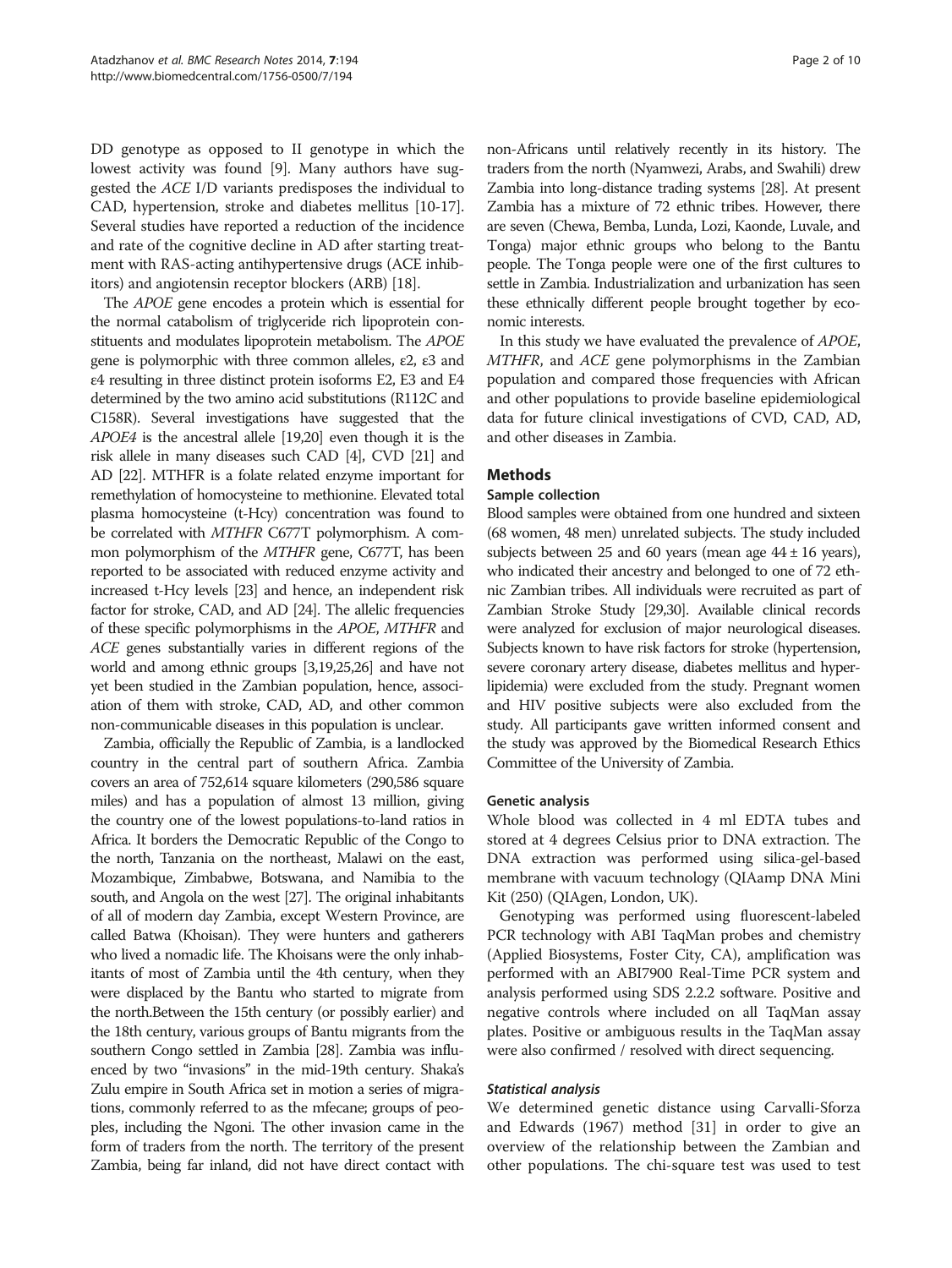DD genotype as opposed to II genotype in which the lowest activity was found [9]. Many authors have suggested the *ACE* I/D variants predisposes the individual to CAD, hypertension, stroke and diabetes mellitus [10-17]. Several studies have reported a reduction of the incidence and rate of the cognitive decline in AD after starting treatment with RAS-acting antihypertensive drugs (ACE inhibitors) and angiotensin receptor blockers (ARB) [18].

The *APOE* gene encodes a protein which is essential for the normal catabolism of triglyceride rich lipoprotein constituents and modulates lipoprotein metabolism. The *APOE* gene is polymorphic with three common alleles, ε2, ε3 and ε4 resulting in three distinct protein isoforms E2, E3 and E4 determined by the two amino acid substitutions (R112C and C158R). Several investigations have suggested that the *APOE4* is the ancestral allele [19,20] even though it is the risk allele in many diseases such CAD [4], CVD [21] and AD [22]. MTHFR is a folate related enzyme important for remethylation of homocysteine to methionine. Elevated total plasma homocysteine (t-Hcy) concentration was found to be correlated with *MTHFR* C677T polymorphism. A common polymorphism of the *MTHFR* gene, C677T, has been reported to be associated with reduced enzyme activity and increased t-Hcy levels [23] and hence, an independent risk factor for stroke, CAD, and AD [24]. The allelic frequencies of these specific polymorphisms in the *APOE*, *MTHFR* and *ACE* genes substantially varies in different regions of the world and among ethnic groups [3,19,25,26] and have not yet been studied in the Zambian population, hence, association of them with stroke, CAD, AD, and other common non-communicable diseases in this population is unclear.

Zambia, officially the Republic of Zambia, is a landlocked country in the central part of southern Africa. Zambia covers an area of 752,614 square kilometers (290,586 square miles) and has a population of almost 13 million, giving the country one of the lowest populations-to-land ratios in Africa. It borders the Democratic Republic of the Congo to the north, Tanzania on the northeast, Malawi on the east, Mozambique, Zimbabwe, Botswana, and Namibia to the south, and Angola on the west [27]. The original inhabitants of all of modern day Zambia, except Western Province, are called Batwa (Khoisan). They were hunters and gatherers who lived a nomadic life. The Khoisans were the only inhabitants of most of Zambia until the 4th century, when they were displaced by the Bantu who started to migrate from the north.Between the 15th century (or possibly earlier) and the 18th century, various groups of Bantu migrants from the southern Congo settled in Zambia [28]. Zambia was influenced by two "invasions" in the mid-19th century. Shaka's Zulu empire in South Africa set in motion a series of migrations, commonly referred to as the mfecane; groups of peoples, including the Ngoni. The other invasion came in the form of traders from the north. The territory of the present Zambia, being far inland, did not have direct contact with non-Africans until relatively recently in its history. The traders from the north (Nyamwezi, Arabs, and Swahili) drew Zambia into long-distance trading systems [28]. At present Zambia has a mixture of 72 ethnic tribes. However, there are seven (Chewa, Bemba, Lunda, Lozi, Kaonde, Luvale, and Tonga) major ethnic groups who belong to the Bantu people. The Tonga people were one of the first cultures to settle in Zambia. Industrialization and urbanization has seen these ethnically different people brought together by economic interests.

In this study we have evaluated the prevalence of *APOE*, *MTHFR*, and *ACE* gene polymorphisms in the Zambian population and compared those frequencies with African and other populations to provide baseline epidemiological data for future clinical investigations of CVD, CAD, AD, and other diseases in Zambia.

## Methods

### Sample collection

Blood samples were obtained from one hundred and sixteen (68 women, 48 men) unrelated subjects. The study included subjects between 25 and 60 years (mean age 44 ± 16 years), who indicated their ancestry and belonged to one of 72 ethnic Zambian tribes. All individuals were recruited as part of Zambian Stroke Study [29,30]. Available clinical records were analyzed for exclusion of major neurological diseases. Subjects known to have risk factors for stroke (hypertension, severe coronary artery disease, diabetes mellitus and hyperlipidemia) were excluded from the study. Pregnant women and HIV positive subjects were also excluded from the study. All participants gave written informed consent and the study was approved by the Biomedical Research Ethics Committee of the University of Zambia.

### Genetic analysis

Whole blood was collected in 4 ml EDTA tubes and stored at 4 degrees Celsius prior to DNA extraction. The DNA extraction was performed using silica-gel-based membrane with vacuum technology (QIAamp DNA Mini Kit (250) (QIAgen, London, UK).

Genotyping was performed using fluorescent-labeled PCR technology with ABI TaqMan probes and chemistry (Applied Biosystems, Foster City, CA), amplification was performed with an ABI7900 Real-Time PCR system and analysis performed using SDS 2.2.2 software. Positive and negative controls where included on all TaqMan assay plates. Positive or ambiguous results in the TaqMan assay were also confirmed / resolved with direct sequencing.

#### *Statistical analysis*

We determined genetic distance using Carvalli-Sforza and Edwards (1967) method [31] in order to give an overview of the relationship between the Zambian and other populations. The chi-square test was used to test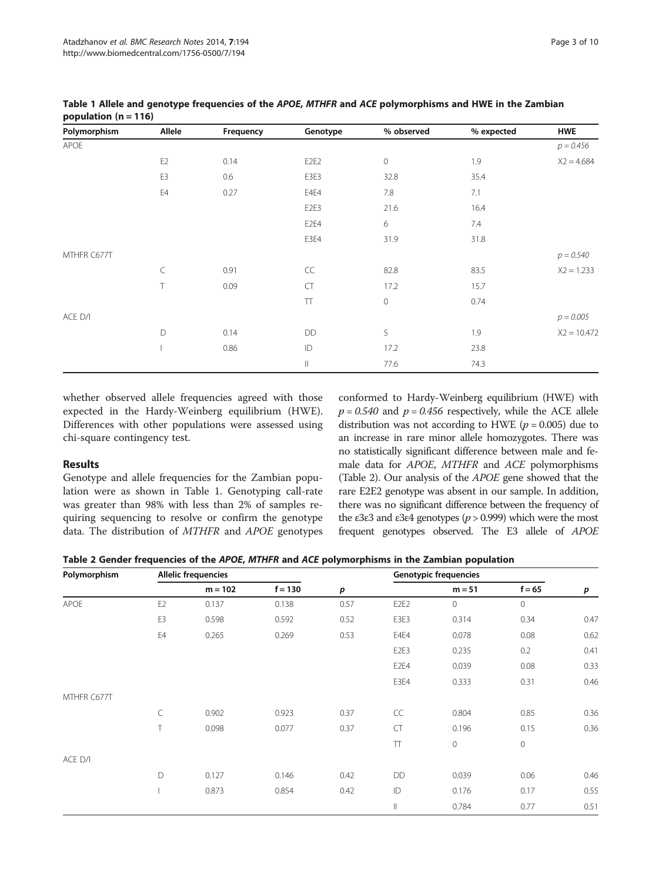**Table 1 Allele and genotype frequencies of the *APOE*, *MTHFR* and *ACE* polymorphisms and HWE in the Zambian population (n = 116)**

| Polymorphism | Allele | Frequency | Genotype | % observed | % expected | HWE |
|---|---|---|---|---|---|---|
| APOE | | | | | | *p = 0.456* |
| | E2 | 0.14 | E2E2 | 0 | 1.9 | X2 = 4.684 |
| | E3 | 0.6 | E3E3 | 32.8 | 35.4 | |
| | E4 | 0.27 | E4E4 | 7.8 | 7.1 | |
| | | | E2E3 | 21.6 | 16.4 | |
| | | | E2E4 | 6 | 7.4 | |
| | | | E3E4 | 31.9 | 31.8 | |
| MTHFR C677T | | | | | | *p = 0.540* |
| | C | 0.91 | CC | 82.8 | 83.5 | X2 = 1.233 |
| | T | 0.09 | CT | 17.2 | 15.7 | |
| | | | TT | 0 | 0.74 | |
| ACE D/I | | | | | | *p = 0.005* |
| | D | 0.14 | DD | 5 | 1.9 | X2 = 10.472 |
| | I | 0.86 | ID | 17.2 | 23.8 | |
| | | | II | 77.6 | 74.3 | |

whether observed allele frequencies agreed with those expected in the Hardy-Weinberg equilibrium (HWE). Differences with other populations were assessed using chi-square contingency test.

## Results

Genotype and allele frequencies for the Zambian population were as shown in Table 1. Genotyping call-rate was greater than 98% with less than 2% of samples requiring sequencing to resolve or confirm the genotype data. The distribution of *MTHFR* and *APOE* genotypes conformed to Hardy-Weinberg equilibrium (HWE) with $p = 0.540$ and $p = 0.456$ respectively, while the ACE allele distribution was not according to HWE ($p = 0.005$) due to an increase in rare minor allele homozygotes. There was no statistically significant difference between male and female data for *APOE*, *MTHFR* and *ACE* polymorphisms (Table 2). Our analysis of the *APOE* gene showed that the rare E2E2 genotype was absent in our sample. In addition, there was no significant difference between the frequency of the ε3ε3 and ε3ε4 genotypes ($p > 0.999$) which were the most frequent genotypes observed. The E3 allele of *APOE*

**Table 2 Gender frequencies of the *APOE*, *MTHFR* and *ACE* polymorphisms in the Zambian population**

| Polymorphism | Allelic frequencies | | | | Genotypic frequencies | | | |
|---|---|---|---|---|---|---|---|---|
| | | m = 102 | f = 130 | *p* | | m = 51 | f = 65 | *p* |
| APOE | E2 | 0.137 | 0.138 | 0.57 | E2E2 | 0 | 0 | |
| | E3 | 0.598 | 0.592 | 0.52 | E3E3 | 0.314 | 0.34 | 0.47 |
| | E4 | 0.265 | 0.269 | 0.53 | E4E4 | 0.078 | 0.08 | 0.62 |
| | | | | | E2E3 | 0.235 | 0.2 | 0.41 |
| | | | | | E2E4 | 0.039 | 0.08 | 0.33 |
| | | | | | E3E4 | 0.333 | 0.31 | 0.46 |
| MTHFR C677T | | | | | | | | |
| | C | 0.902 | 0.923 | 0.37 | CC | 0.804 | 0.85 | 0.36 |
| | T | 0.098 | 0.077 | 0.37 | CT | 0.196 | 0.15 | 0.36 |
| | | | | | TT | 0 | 0 | |
| ACE D/I | | | | | | | | |
| | D | 0.127 | 0.146 | 0.42 | DD | 0.039 | 0.06 | 0.46 |
| | I | 0.873 | 0.854 | 0.42 | ID | 0.176 | 0.17 | 0.55 |
| | | | | | II | 0.784 | 0.77 | 0.51 |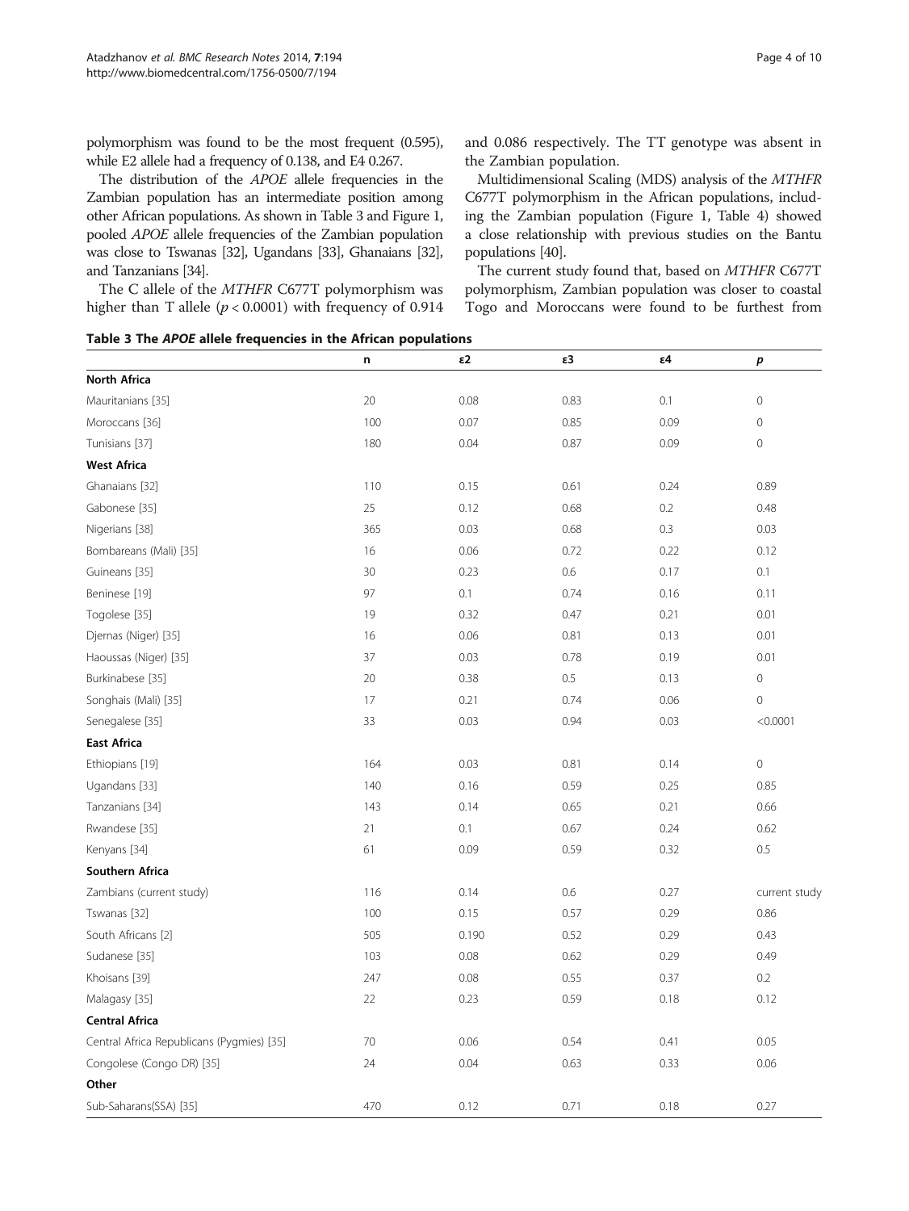polymorphism was found to be the most frequent (0.595), while E2 allele had a frequency of 0.138, and E4 0.267.

The distribution of the *APOE* allele frequencies in the Zambian population has an intermediate position among other African populations. As shown in Table 3 and Figure 1, pooled *APOE* allele frequencies of the Zambian population was close to Tswanas [32], Ugandans [33], Ghanaians [32], and Tanzanians [34].

The C allele of the *MTHFR* C677T polymorphism was higher than T allele ($p < 0.0001$) with frequency of 0.914 and 0.086 respectively. The TT genotype was absent in the Zambian population.

Multidimensional Scaling (MDS) analysis of the *MTHFR* C677T polymorphism in the African populations, including the Zambian population (Figure 1, Table 4) showed a close relationship with previous studies on the Bantu populations [40].

The current study found that, based on *MTHFR* C677T polymorphism, Zambian population was closer to coastal Togo and Moroccans were found to be furthest from

**Table 3 The *APOE* allele frequencies in the African populations**

| | n | ε2 | ε3 | ε4 | *p* |
|---|---|---|---|---|---|
| **North Africa** | | | | | |
| Mauritanians [35] | 20 | 0.08 | 0.83 | 0.1 | 0 |
| Moroccans [36] | 100 | 0.07 | 0.85 | 0.09 | 0 |
| Tunisians [37] | 180 | 0.04 | 0.87 | 0.09 | 0 |
| **West Africa** | | | | | |
| Ghanaians [32] | 110 | 0.15 | 0.61 | 0.24 | 0.89 |
| Gabonese [35] | 25 | 0.12 | 0.68 | 0.2 | 0.48 |
| Nigerians [38] | 365 | 0.03 | 0.68 | 0.3 | 0.03 |
| Bombareans (Mali) [35] | 16 | 0.06 | 0.72 | 0.22 | 0.12 |
| Guineans [35] | 30 | 0.23 | 0.6 | 0.17 | 0.1 |
| Beninese [19] | 97 | 0.1 | 0.74 | 0.16 | 0.11 |
| Togolese [35] | 19 | 0.32 | 0.47 | 0.21 | 0.01 |
| Djernas (Niger) [35] | 16 | 0.06 | 0.81 | 0.13 | 0.01 |
| Haoussas (Niger) [35] | 37 | 0.03 | 0.78 | 0.19 | 0.01 |
| Burkinabese [35] | 20 | 0.38 | 0.5 | 0.13 | 0 |
| Songhais (Mali) [35] | 17 | 0.21 | 0.74 | 0.06 | 0 |
| Senegalese [35] | 33 | 0.03 | 0.94 | 0.03 | <0.0001 |
| **East Africa** | | | | | |
| Ethiopians [19] | 164 | 0.03 | 0.81 | 0.14 | 0 |
| Ugandans [33] | 140 | 0.16 | 0.59 | 0.25 | 0.85 |
| Tanzanians [34] | 143 | 0.14 | 0.65 | 0.21 | 0.66 |
| Rwandese [35] | 21 | 0.1 | 0.67 | 0.24 | 0.62 |
| Kenyans [34] | 61 | 0.09 | 0.59 | 0.32 | 0.5 |
| **Southern Africa** | | | | | |
| Zambians (current study) | 116 | 0.14 | 0.6 | 0.27 | current study |
| Tswanas [32] | 100 | 0.15 | 0.57 | 0.29 | 0.86 |
| South Africans [2] | 505 | 0.190 | 0.52 | 0.29 | 0.43 |
| Sudanese [35] | 103 | 0.08 | 0.62 | 0.29 | 0.49 |
| Khoisans [39] | 247 | 0.08 | 0.55 | 0.37 | 0.2 |
| Malagasy [35] | 22 | 0.23 | 0.59 | 0.18 | 0.12 |
| **Central Africa** | | | | | |
| Central Africa Republicans (Pygmies) [35] | 70 | 0.06 | 0.54 | 0.41 | 0.05 |
| Congolese (Congo DR) [35] | 24 | 0.04 | 0.63 | 0.33 | 0.06 |
| **Other** | | | | | |
| Sub-Saharans(SSA) [35] | 470 | 0.12 | 0.71 | 0.18 | 0.27 |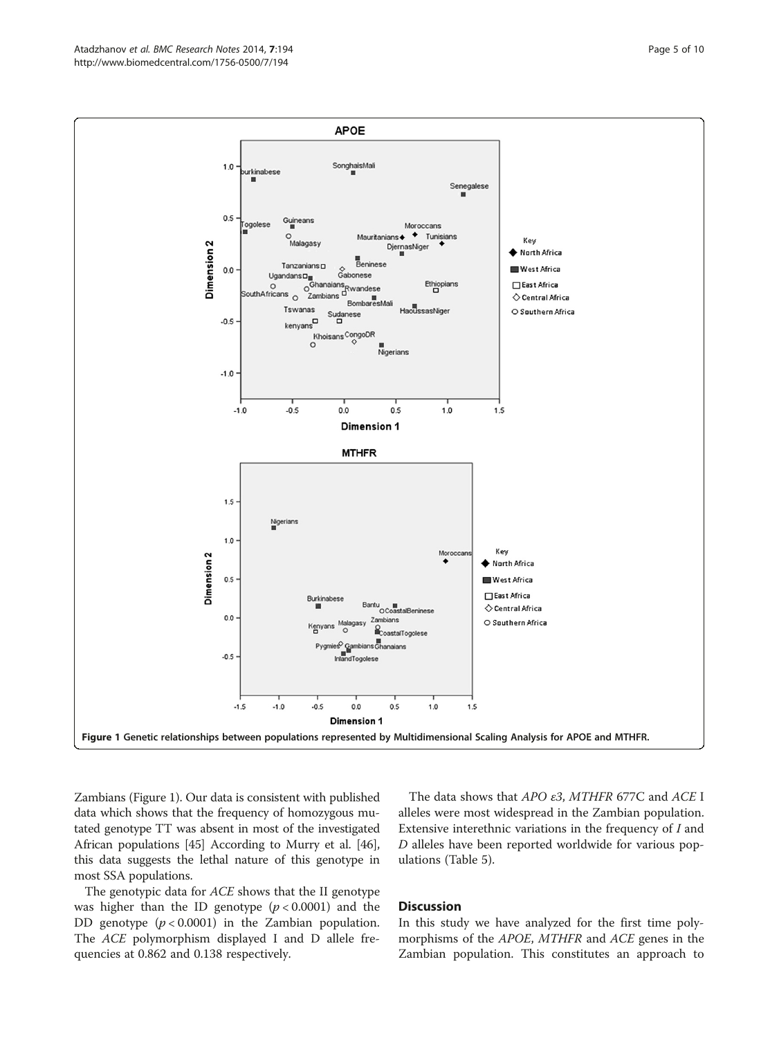Figure 1 Genetic relationships between populations represented by Multidimensional Scaling Analysis for APOE and MTHFR.

Zambians (Figure 1). Our data is consistent with published data which shows that the frequency of homozygous mutated genotype TT was absent in most of the investigated African populations [45] According to Murry et al. [46], this data suggests the lethal nature of this genotype in most SSA populations.

The genotypic data for *ACE* shows that the II genotype was higher than the ID genotype ($p < 0.0001$) and the DD genotype ($p < 0.0001$) in the Zambian population. The *ACE* polymorphism displayed I and D allele frequencies at 0.862 and 0.138 respectively.

The data shows that *APO ε3*, *MTHFR* 677C and *ACE* I alleles were most widespread in the Zambian population. Extensive interethnic variations in the frequency of *I* and *D* alleles have been reported worldwide for various populations (Table 5).

## Discussion

In this study we have analyzed for the first time polymorphisms of the *APOE*, *MTHFR* and *ACE* genes in the Zambian population. This constitutes an approach to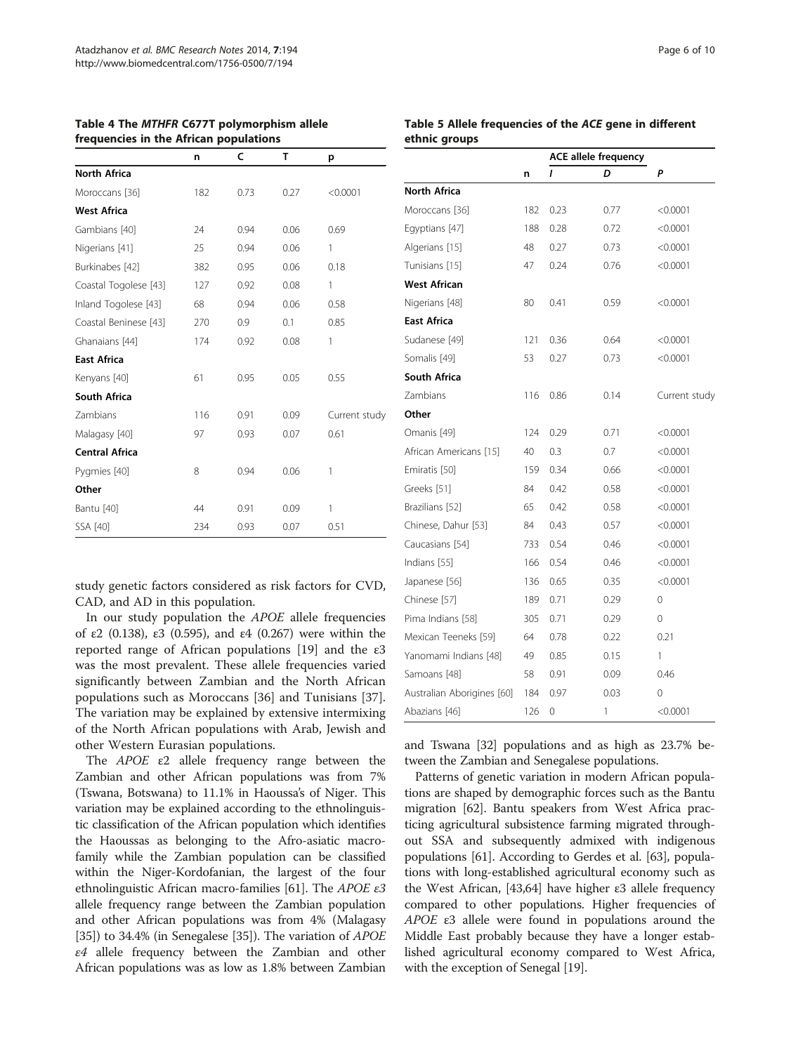**Table 4 The *MTHFR* C677T polymorphism allele frequencies in the African populations**

| | n | C | T | p |
|---|---|---|---|---|
| **North Africa** | | | | |
| Moroccans [36] | 182 | 0.73 | 0.27 | <0.0001 |
| **West Africa** | | | | |
| Gambians [40] | 24 | 0.94 | 0.06 | 0.69 |
| Nigerians [41] | 25 | 0.94 | 0.06 | 1 |
| Burkinabes [42] | 382 | 0.95 | 0.06 | 0.18 |
| Coastal Togolese [43] | 127 | 0.92 | 0.08 | 1 |
| Inland Togolese [43] | 68 | 0.94 | 0.06 | 0.58 |
| Coastal Beninese [43] | 270 | 0.9 | 0.1 | 0.85 |
| Ghanaians [44] | 174 | 0.92 | 0.08 | 1 |
| **East Africa** | | | | |
| Kenyans [40] | 61 | 0.95 | 0.05 | 0.55 |
| **South Africa** | | | | |
| Zambians | 116 | 0.91 | 0.09 | Current study |
| Malagasy [40] | 97 | 0.93 | 0.07 | 0.61 |
| **Central Africa** | | | | |
| Pygmies [40] | 8 | 0.94 | 0.06 | 1 |
| **Other** | | | | |
| Bantu [40] | 44 | 0.91 | 0.09 | 1 |
| SSA [40] | 234 | 0.93 | 0.07 | 0.51 |

study genetic factors considered as risk factors for CVD, CAD, and AD in this population.

In our study population the *APOE* allele frequencies of ε2 (0.138), ε3 (0.595), and ε4 (0.267) were within the reported range of African populations [19] and the ε3 was the most prevalent. These allele frequencies varied significantly between Zambian and the North African populations such as Moroccans [36] and Tunisians [37]. The variation may be explained by extensive intermixing of the North African populations with Arab, Jewish and other Western Eurasian populations.

The *APOE* ε2 allele frequency range between the Zambian and other African populations was from 7% (Tswana, Botswana) to 11.1% in Haoussa's of Niger. This variation may be explained according to the ethnolinguistic classification of the African population which identifies the Haoussas as belonging to the Afro-asiatic macro-family while the Zambian population can be classified within the Niger-Kordofanian, the largest of the four ethnolinguistic African macro-families [61]. The *APOE ε3* allele frequency range between the Zambian population and other African populations was from 4% (Malagasy [35]) to 34.4% (in Senegalese [35]). The variation of *APOE ε4* allele frequency between the Zambian and other African populations was as low as 1.8% between Zambian and Tswana [32] populations and as high as 23.7% between the Zambian and Senegalese populations.

**Table 5 Allele frequencies of the *ACE* gene in different ethnic groups**

| | n | ACE allele frequency *I* | *D* | *P* |
|---|---|---|---|---|
| **North Africa** | | | | |
| Moroccans [36] | 182 | 0.23 | 0.77 | <0.0001 |
| Egyptians [47] | 188 | 0.28 | 0.72 | <0.0001 |
| Algerians [15] | 48 | 0.27 | 0.73 | <0.0001 |
| Tunisians [15] | 47 | 0.24 | 0.76 | <0.0001 |
| **West African** | | | | |
| Nigerians [48] | 80 | 0.41 | 0.59 | <0.0001 |
| **East Africa** | | | | |
| Sudanese [49] | 121 | 0.36 | 0.64 | <0.0001 |
| Somalis [49] | 53 | 0.27 | 0.73 | <0.0001 |
| **South Africa** | | | | |
| Zambians | 116 | 0.86 | 0.14 | Current study |
| **Other** | | | | |
| Omanis [49] | 124 | 0.29 | 0.71 | <0.0001 |
| African Americans [15] | 40 | 0.3 | 0.7 | <0.0001 |
| Emiratis [50] | 159 | 0.34 | 0.66 | <0.0001 |
| Greeks [51] | 84 | 0.42 | 0.58 | <0.0001 |
| Brazilians [52] | 65 | 0.42 | 0.58 | <0.0001 |
| Chinese, Dahur [53] | 84 | 0.43 | 0.57 | <0.0001 |
| Caucasians [54] | 733 | 0.54 | 0.46 | <0.0001 |
| Indians [55] | 166 | 0.54 | 0.46 | <0.0001 |
| Japanese [56] | 136 | 0.65 | 0.35 | <0.0001 |
| Chinese [57] | 189 | 0.71 | 0.29 | 0 |
| Pima Indians [58] | 305 | 0.71 | 0.29 | 0 |
| Mexican Teeneks [59] | 64 | 0.78 | 0.22 | 0.21 |
| Yanomami Indians [48] | 49 | 0.85 | 0.15 | 1 |
| Samoans [48] | 58 | 0.91 | 0.09 | 0.46 |
| Australian Aborigines [60] | 184 | 0.97 | 0.03 | 0 |
| Abazians [46] | 126 | 0 | 1 | <0.0001 |

Patterns of genetic variation in modern African populations are shaped by demographic forces such as the Bantu migration [62]. Bantu speakers from West Africa practicing agricultural subsistence farming migrated throughout SSA and subsequently admixed with indigenous populations [61]. According to Gerdes et al. [63], populations with long-established agricultural economy such as the West African, [43,64] have higher ε3 allele frequency compared to other populations. Higher frequencies of *APOE* ε3 allele were found in populations around the Middle East probably because they have a longer established agricultural economy compared to West Africa, with the exception of Senegal [19].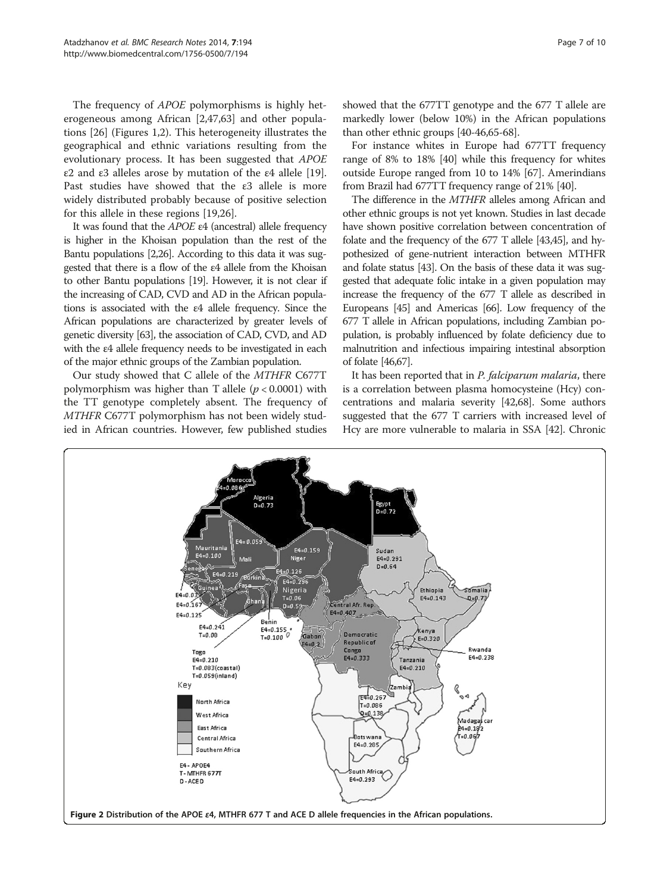The frequency of *APOE* polymorphisms is highly heterogeneous among African [2,47,63] and other populations [26] (Figures 1,2). This heterogeneity illustrates the geographical and ethnic variations resulting from the evolutionary process. It has been suggested that *APOE* ε2 and ε3 alleles arose by mutation of the ε4 allele [19]. Past studies have showed that the ε3 allele is more widely distributed probably because of positive selection for this allele in these regions [19,26].

It was found that the *APOE* ε4 (ancestral) allele frequency is higher in the Khoisan population than the rest of the Bantu populations [2,26]. According to this data it was suggested that there is a flow of the ε4 allele from the Khoisan to other Bantu populations [19]. However, it is not clear if the increasing of CAD, CVD and AD in the African populations is associated with the ε4 allele frequency. Since the African populations are characterized by greater levels of genetic diversity [63], the association of CAD, CVD, and AD with the ε4 allele frequency needs to be investigated in each of the major ethnic groups of the Zambian population.

Our study showed that C allele of the *MTHFR* C677T polymorphism was higher than T allele ($p < 0.0001$) with the TT genotype completely absent. The frequency of *MTHFR* C677T polymorphism has not been widely studied in African countries. However, few published studies showed that the 677TT genotype and the 677 T allele are markedly lower (below 10%) in the African populations than other ethnic groups [40-46,65-68].

For instance whites in Europe had 677TT frequency range of 8% to 18% [40] while this frequency for whites outside Europe ranged from 10 to 14% [67]. Amerindians from Brazil had 677TT frequency range of 21% [40].

The difference in the *MTHFR* alleles among African and other ethnic groups is not yet known. Studies in last decade have shown positive correlation between concentration of folate and the frequency of the 677 T allele [43,45], and hypothesized of gene-nutrient interaction between MTHFR and folate status [43]. On the basis of these data it was suggested that adequate folic intake in a given population may increase the frequency of the 677 T allele as described in Europeans [45] and Americas [66]. Low frequency of the 677 T allele in African populations, including Zambian population, is probably influenced by folate deficiency due to malnutrition and infectious impairing intestinal absorption of folate [46,67].

It has been reported that in *P. falciparum malaria*, there is a correlation between plasma homocysteine (Hcy) concentrations and malaria severity [42,68]. Some authors suggested that the 677 T carriers with increased level of Hcy are more vulnerable to malaria in SSA [42]. Chronic

**Figure 2** Distribution of the APOE ε4, MTHFR 677 T and ACE D allele frequencies in the African populations.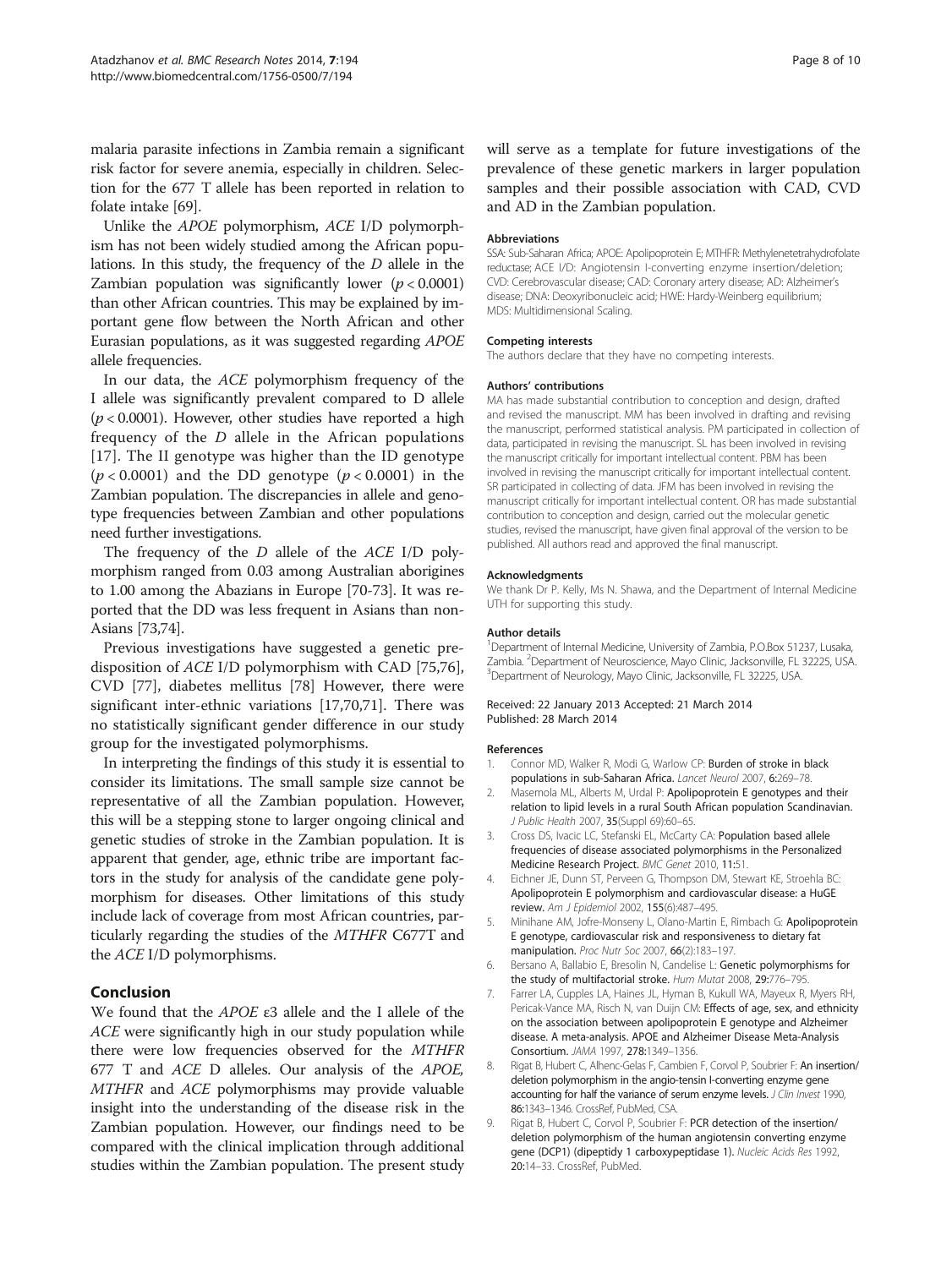malaria parasite infections in Zambia remain a significant risk factor for severe anemia, especially in children. Selection for the 677 T allele has been reported in relation to folate intake [69].

Unlike the *APOE* polymorphism, *ACE* I/D polymorphism has not been widely studied among the African populations. In this study, the frequency of the *D* allele in the Zambian population was significantly lower ($p < 0.0001$) than other African countries. This may be explained by important gene flow between the North African and other Eurasian populations, as it was suggested regarding *APOE* allele frequencies.

In our data, the *ACE* polymorphism frequency of the I allele was significantly prevalent compared to D allele ($p < 0.0001$). However, other studies have reported a high frequency of the *D* allele in the African populations [17]. The II genotype was higher than the ID genotype ($p < 0.0001$) and the DD genotype ($p < 0.0001$) in the Zambian population. The discrepancies in allele and genotype frequencies between Zambian and other populations need further investigations.

The frequency of the *D* allele of the *ACE* I/D polymorphism ranged from 0.03 among Australian aborigines to 1.00 among the Abazians in Europe [70-73]. It was reported that the DD was less frequent in Asians than non-Asians [73,74].

Previous investigations have suggested a genetic predisposition of *ACE* I/D polymorphism with CAD [75,76], CVD [77], diabetes mellitus [78] However, there were significant inter-ethnic variations [17,70,71]. There was no statistically significant gender difference in our study group for the investigated polymorphisms.

In interpreting the findings of this study it is essential to consider its limitations. The small sample size cannot be representative of all the Zambian population. However, this will be a stepping stone to larger ongoing clinical and genetic studies of stroke in the Zambian population. It is apparent that gender, age, ethnic tribe are important factors in the study for analysis of the candidate gene polymorphism for diseases. Other limitations of this study include lack of coverage from most African countries, particularly regarding the studies of the *MTHFR* C677T and the *ACE* I/D polymorphisms.

## Conclusion

We found that the *APOE* ε3 allele and the I allele of the *ACE* were significantly high in our study population while there were low frequencies observed for the *MTHFR* 677 T and *ACE* D alleles. Our analysis of the *APOE, MTHFR* and *ACE* polymorphisms may provide valuable insight into the understanding of the disease risk in the Zambian population. However, our findings need to be compared with the clinical implication through additional studies within the Zambian population. The present study will serve as a template for future investigations of the prevalence of these genetic markers in larger population samples and their possible association with CAD, CVD and AD in the Zambian population.

#### Abbreviations

SSA: Sub-Saharan Africa; APOE: Apolipoprotein E; MTHFR: Methylenetetrahydrofolate reductase; ACE I/D: Angiotensin I-converting enzyme insertion/deletion; CVD: Cerebrovascular disease; CAD: Coronary artery disease; AD: Alzheimer's disease; DNA: Deoxyribonucleic acid; HWE: Hardy-Weinberg equilibrium; MDS: Multidimensional Scaling.

#### Competing interests

The authors declare that they have no competing interests.

#### Authors' contributions

MA has made substantial contribution to conception and design, drafted and revised the manuscript. MM has been involved in drafting and revising the manuscript, performed statistical analysis. PM participated in collection of data, participated in revising the manuscript. SL has been involved in revising the manuscript critically for important intellectual content. PBM has been involved in revising the manuscript critically for important intellectual content. SR participated in collecting of data. JFM has been involved in revising the manuscript critically for important intellectual content. OR has made substantial contribution to conception and design, carried out the molecular genetic studies, revised the manuscript, have given final approval of the version to be published. All authors read and approved the final manuscript.

#### Acknowledgments

We thank Dr P. Kelly, Ms N. Shawa, and the Department of Internal Medicine UTH for supporting this study.

#### Author details

[1]Department of Internal Medicine, University of Zambia, P.O.Box 51237, Lusaka, Zambia. [2]Department of Neuroscience, Mayo Clinic, Jacksonville, FL 32225, USA. [3]Department of Neurology, Mayo Clinic, Jacksonville, FL 32225, USA.

Received: 22 January 2013 Accepted: 21 March 2014
Published: 28 March 2014

#### References

1. Connor MD, Walker R, Modi G, Warlow CP: **Burden of stroke in black populations in sub-Saharan Africa.** *Lancet Neurol* 2007, **6:**269–78.
2. Masemola ML, Alberts M, Urdal P: **Apolipoprotein E genotypes and their relation to lipid levels in a rural South African population Scandinavian.** *J Public Health* 2007, **35**(Suppl 69):60–65.
3. Cross DS, Ivacic LC, Stefanski EL, McCarty CA: **Population based allele frequencies of disease associated polymorphisms in the Personalized Medicine Research Project.** *BMC Genet* 2010, **11:**51.
4. Eichner JE, Dunn ST, Perveen G, Thompson DM, Stewart KE, Stroehla BC: **Apolipoprotein E polymorphism and cardiovascular disease: a HuGE review.** *Am J Epidemiol* 2002, **155**(6):487–495.
5. Minihane AM, Jofre-Monseny L, Olano-Martin E, Rimbach G: **Apolipoprotein E genotype, cardiovascular risk and responsiveness to dietary fat manipulation.** *Proc Nutr Soc* 2007, **66**(2):183–197.
6. Bersano A, Ballabio E, Bresolin N, Candelise L: **Genetic polymorphisms for the study of multifactorial stroke.** *Hum Mutat* 2008, **29:**776–795.
7. Farrer LA, Cupples LA, Haines JL, Hyman B, Kukull WA, Mayeux R, Myers RH, Pericak-Vance MA, Risch N, van Duijn CM: **Effects of age, sex, and ethnicity on the association between apolipoprotein E genotype and Alzheimer disease. A meta-analysis. APOE and Alzheimer Disease Meta-Analysis Consortium.** *JAMA* 1997, **278:**1349–1356.
8. Rigat B, Hubert C, Alhenc-Gelas F, Cambien F, Corvol P, Soubrier F: **An insertion/deletion polymorphism in the angio-tensin I-converting enzyme gene accounting for half the variance of serum enzyme levels.** *J Clin Invest* 1990, **86:**1343–1346. CrossRef, PubMed, CSA.
9. Rigat B, Hubert C, Corvol P, Soubrier F: **PCR detection of the insertion/deletion polymorphism of the human angiotensin converting enzyme gene (DCP1) (dipeptidy 1 carboxypeptidase 1).** *Nucleic Acids Res* 1992, **20:**14–33. CrossRef, PubMed.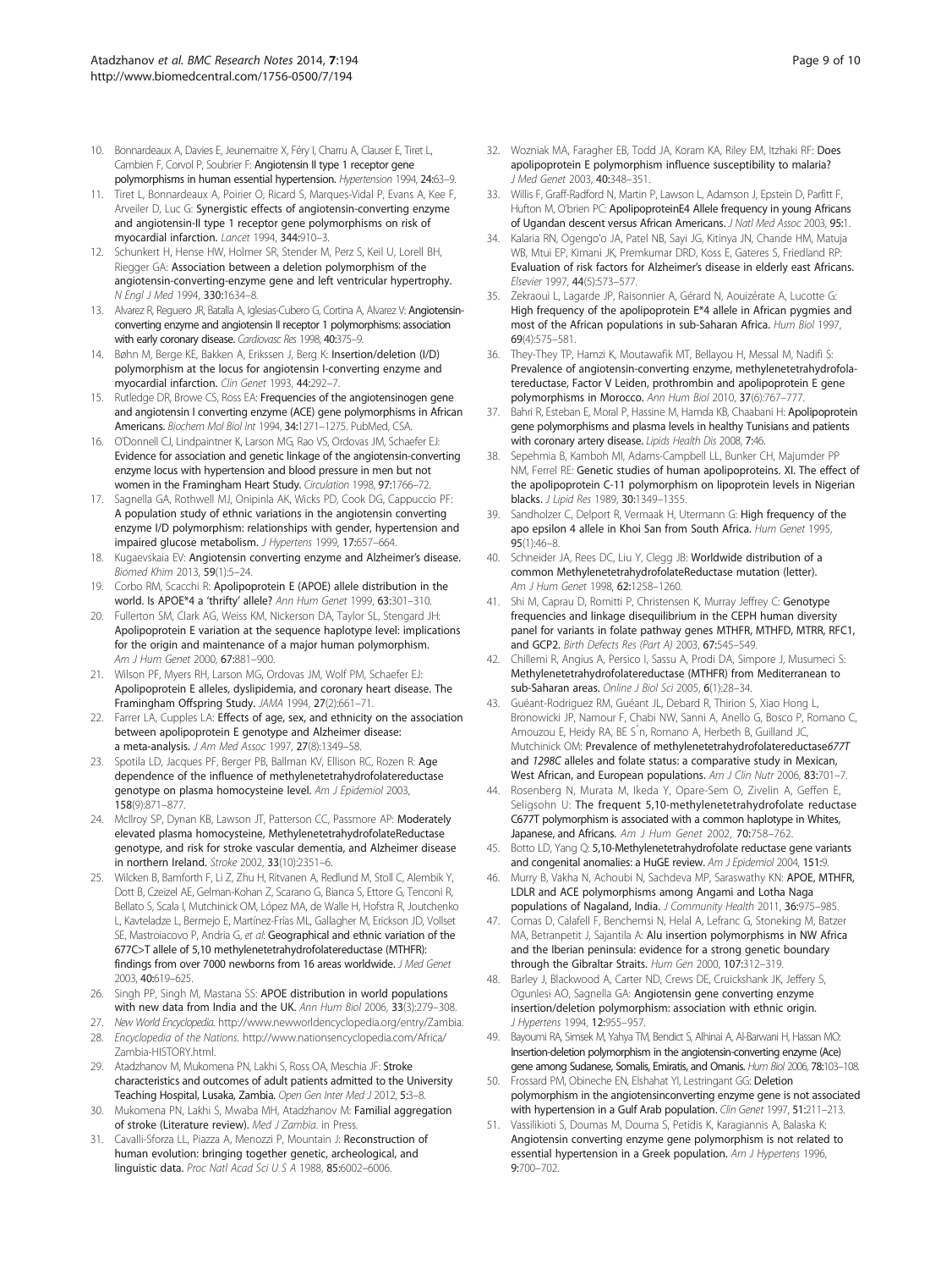10. Bonnardeaux A, Davies E, Jeunemaitre X, Féry I, Charru A, Clauser E, Tiret L, Cambien F, Corvol P, Soubrier F: **Angiotensin II type 1 receptor gene polymorphisms in human essential hypertension.** *Hypertension* 1994, **24:**63–9.
11. Tiret L, Bonnardeaux A, Poirier O, Ricard S, Marques-Vidal P, Evans A, Kee F, Arveiler D, Luc G: **Synergistic effects of angiotensin-converting enzyme and angiotensin-II type 1 receptor gene polymorphisms on risk of myocardial infarction.** *Lancet* 1994, **344:**910–3.
12. Schunkert H, Hense HW, Holmer SR, Stender M, Perz S, Keil U, Lorell BH, Riegger GA: **Association between a deletion polymorphism of the angiotensin-converting-enzyme gene and left ventricular hypertrophy.** *N Engl J Med* 1994, **330:**1634–8.
13. Alvarez R, Reguero JR, Batalla A, Iglesias-Cubero G, Cortina A, Alvarez V: **Angiotensin-converting enzyme and angiotensin II receptor 1 polymorphisms: association with early coronary disease.** *Cardiovasc Res* 1998, **40:**375–9.
14. Bøhn M, Berge KE, Bakken A, Erikssen J, Berg K: **Insertion/deletion (I/D) polymorphism at the locus for angiotensin I-converting enzyme and myocardial infarction.** *Clin Genet* 1993, **44:**292–7.
15. Rutledge DR, Browe CS, Ross EA: **Frequencies of the angiotensinogen gene and angiotensin I converting enzyme (ACE) gene polymorphisms in African Americans.** *Biochem Mol Biol Int* 1994, **34:**1271–1275. PubMed, CSA.
16. O'Donnell CJ, Lindpaintner K, Larson MG, Rao VS, Ordovas JM, Schaefer EJ: **Evidence for association and genetic linkage of the angiotensin-converting enzyme locus with hypertension and blood pressure in men but not women in the Framingham Heart Study.** *Circulation* 1998, **97:**1766–72.
17. Sagnella GA, Rothwell MJ, Onipinla AK, Wicks PD, Cook DG, Cappuccio PF: **A population study of ethnic variations in the angiotensin converting enzyme I/D polymorphism: relationships with gender, hypertension and impaired glucose metabolism.** *J Hypertens* 1999, **17:**657–664.
18. Kugaevskaia EV: **Angiotensin converting enzyme and Alzheimer's disease.** *Biomed Khim* 2013, **59**(1):5–24.
19. Corbo RM, Scacchi R: **Apolipoprotein E (APOE) allele distribution in the world. Is APOE*4 a 'thrifty' allele?** *Ann Hum Genet* 1999, **63:**301–310.
20. Fullerton SM, Clark AG, Weiss KM, Nickerson DA, Taylor SL, Stengard JH: **Apolipoprotein E variation at the sequence haplotype level: implications for the origin and maintenance of a major human polymorphism.** *Am J Hum Genet* 2000, **67:**881–900.
21. Wilson PF, Myers RH, Larson MG, Ordovas JM, Wolf PM, Schaefer EJ: **Apolipoprotein E alleles, dyslipidemia, and coronary heart disease. The Framingham Offspring Study.** *JAMA* 1994, **27**(2):661–71.
22. Farrer LA, Cupples LA: **Effects of age, sex, and ethnicity on the association between apolipoprotein E genotype and Alzheimer disease: a meta-analysis.** *J Am Med Assoc* 1997, **27**(8):1349–58.
23. Spotila LD, Jacques PF, Berger PB, Ballman KV, Ellison RC, Rozen R: **Age dependence of the influence of methylenetetrahydrofolatereductase genotype on plasma homocysteine level.** *Am J Epidemiol* 2003, **158**(9):871–877.
24. McIlroy SP, Dynan KB, Lawson JT, Patterson CC, Passmore AP: **Moderately elevated plasma homocysteine, MethylenetetrahydrofolateReductase genotype, and risk for stroke vascular dementia, and Alzheimer disease in northern Ireland.** *Stroke* 2002, **33**(10):2351–6.
25. Wilcken B, Bamforth F, Li Z, Zhu H, Ritvanen A, Redlund M, Stoll C, Alembik Y, Dott B, Czeizel AE, Gelman-Kohan Z, Scarano G, Bianca S, Ettore G, Tenconi R, Bellato S, Scala I, Mutchinick OM, López MA, de Walle H, Hofstra R, Joutchenko L, Kavteladze L, Bermejo E, Martínez-Frías ML, Gallagher M, Erickson JD, Vollset SE, Mastroiacovo P, Andria G, *et al*: **Geographical and ethnic variation of the 677C>T allele of 5,10 methylenetetrahydrofolatereductase (MTHFR): findings from over 7000 newborns from 16 areas worldwide.** *J Med Genet* 2003, **40:**619–625.
26. Singh PP, Singh M, Mastana SS: **APOE distribution in world populations with new data from India and the UK.** *Ann Hum Biol* 2006, **33**(3):279–308.
27. *New World Encyclopedia.* http://www.newworldencyclopedia.org/entry/Zambia.
28. *Encyclopedia of the Nations.* http://www.nationsencyclopedia.com/Africa/Zambia-HISTORY.html.
29. Atadzhanov M, Mukomena PN, Lakhi S, Ross OA, Meschia JF: **Stroke characteristics and outcomes of adult patients admitted to the University Teaching Hospital, Lusaka, Zambia.** *Open Gen Inter Med J* 2012, **5:**3–8.
30. Mukomena PN, Lakhi S, Mwaba MH, Atadzhanov M: **Familial aggregation of stroke (Literature review).** *Med J Zambia*. in Press.
31. Cavalli-Sforza LL, Piazza A, Menozzi P, Mountain J: **Reconstruction of human evolution: bringing together genetic, archeological, and linguistic data.** *Proc Natl Acad Sci U S A* 1988, **85:**6002–6006.
32. Wozniak MA, Faragher EB, Todd JA, Koram KA, Riley EM, Itzhaki RF: **Does apolipoprotein E polymorphism influence susceptibility to malaria?** *J Med Genet* 2003, **40:**348–351.
33. Willis F, Graff-Radford N, Martin P, Lawson L, Adamson J, Epstein D, Parfitt F, Hufton M, O'brien PC: **ApolipoproteinE4 Allele frequency in young Africans of Ugandan descent versus African Americans.** *J Natl Med Assoc* 2003, **95:**1.
34. Kalaria RN, Ogengo'o JA, Patel NB, Sayi JG, Kitinya JN, Chande HM, Matuja WB, Mtui EP, Kimani JK, Premkumar DRD, Koss E, Gateres S, Friedland RP: **Evaluation of risk factors for Alzheimer's disease in elderly east Africans.** *Elsevier* 1997, **44**(5):573–577.
35. Zekraoui L, Lagarde JP, Raisonnier A, Gérard N, Aouizérate A, Lucotte G: **High frequency of the apolipoprotein E*4 allele in African pygmies and most of the African populations in sub-Saharan Africa.** *Hum Biol* 1997, **69**(4):575–581.
36. They-They TP, Hamzi K, Moutawafik MT, Bellayou H, Messal M, Nadifi S: **Prevalence of angiotensin-converting enzyme, methylenetetrahydrofolatereductase, Factor V Leiden, prothrombin and apolipoprotein E gene polymorphisms in Morocco.** *Ann Hum Biol* 2010, **37**(6):767–777.
37. Bahri R, Esteban E, Moral P, Hassine M, Hamda KB, Chaabani H: **Apolipoprotein gene polymorphisms and plasma levels in healthy Tunisians and patients with coronary artery disease.** *Lipids Health Dis* 2008, **7:**46.
38. Sepehmia B, Kamboh MI, Adams-Campbell LL, Bunker CH, Majumder PP NM, Ferrel RE: **Genetic studies of human apolipoproteins. XI. The effect of the apolipoprotein C-11 polymorphism on lipoprotein levels in Nigerian blacks.** *J Lipid Res* 1989, **30:**1349–1355.
39. Sandholzer C, Delport R, Vermaak H, Utermann G: **High frequency of the apo epsilon 4 allele in Khoi San from South Africa.** *Hum Genet* 1995, **95**(1):46–8.
40. Schneider JA, Rees DC, Liu Y, Clegg JB: **Worldwide distribution of a common MethylenetetrahydrofolateReductase mutation (letter).** *Am J Hum Genet* 1998, **62:**1258–1260.
41. Shi M, Caprau D, Romitti P, Christensen K, Murray Jeffrey C: **Genotype frequencies and linkage disequilibrium in the CEPH human diversity panel for variants in folate pathway genes MTHFR, MTHFD, MTRR, RFC1, and GCP2.** *Birth Defects Res (Part A)* 2003, **67:**545–549.
42. Chillemi R, Angius A, Persico I, Sassu A, Prodi DA, Simpore J, Musumeci S: **Methylenetetrahydrofolatereductase (MTHFR) from Mediterranean to sub-Saharan areas.** *Online J Biol Sci* 2005, **6**(1):28–34.
43. Guéant-Rodriguez RM, Guéant JL, Debard R, Thirion S, Xiao Hong L, Bronowicki JP, Namour F, Chabi NW, Sanni A, Anello G, Bosco P, Romano C, Amouzou E, Heidy RA, BE S´n, Romano A, Herbeth B, Guilland JC, Mutchinick OM: **Prevalence of methylenetetrahydrofolatereductase*677T* and *1298C* alleles and folate status: a comparative study in Mexican, West African, and European populations.** *Am J Clin Nutr* 2006, **83:**701–7.
44. Rosenberg N, Murata M, Ikeda Y, Opare-Sem O, Zivelin A, Geffen E, Seligsohn U: **The frequent 5,10-methylenetetrahydrofolate reductase C677T polymorphism is associated with a common haplotype in Whites, Japanese, and Africans.** *Am J Hum Genet* 2002, **70:**758–762.
45. Botto LD, Yang Q: **5,10-Methylenetetrahydrofolate reductase gene variants and congenital anomalies: a HuGE review.** *Am J Epidemiol* 2004, **151:**9.
46. Murry B, Vakha N, Achoubi N, Sachdeva MP, Saraswathy KN: **APOE, MTHFR, LDLR and ACE polymorphisms among Angami and Lotha Naga populations of Nagaland, India.** *J Community Health* 2011, **36:**975–985.
47. Comas D, Calafell F, Benchemsi N, Helal A, Lefranc G, Stoneking M, Batzer MA, Betranpetit J, Sajantila A: **Alu insertion polymorphisms in NW Africa and the Iberian peninsula: evidence for a strong genetic boundary through the Gibraltar Straits.** *Hum Gen* 2000, **107:**312–319.
48. Barley J, Blackwood A, Carter ND, Crews DE, Cruickshank JK, Jeffery S, Ogunlesi AO, Sagnella GA: **Angiotensin gene converting enzyme insertion/deletion polymorphism: association with ethnic origin.** *J Hypertens* 1994, **12:**955–957.
49. Bayoumi RA, Simsek M, Yahya TM, Bendict S, Alhinai A, Al-Barwani H, Hassan MO: **Insertion-deletion polymorphism in the angiotensin-converting enzyme (Ace) gene among Sudanese, Somalis, Emiratis, and Omanis.** *Hum Biol* 2006, **78:**103–108.
50. Frossard PM, Obineche EN, Elshahat YI, Lestringant GG: **Deletion polymorphism in the angiotensinconverting enzyme gene is not associated with hypertension in a Gulf Arab population.** *Clin Genet* 1997, **51:**211–213.
51. Vassilikioti S, Doumas M, Douma S, Petidis K, Karagiannis A, Balaska K: **Angiotensin converting enzyme gene polymorphism is not related to essential hypertension in a Greek population.** *Am J Hypertens* 1996, **9:**700–702.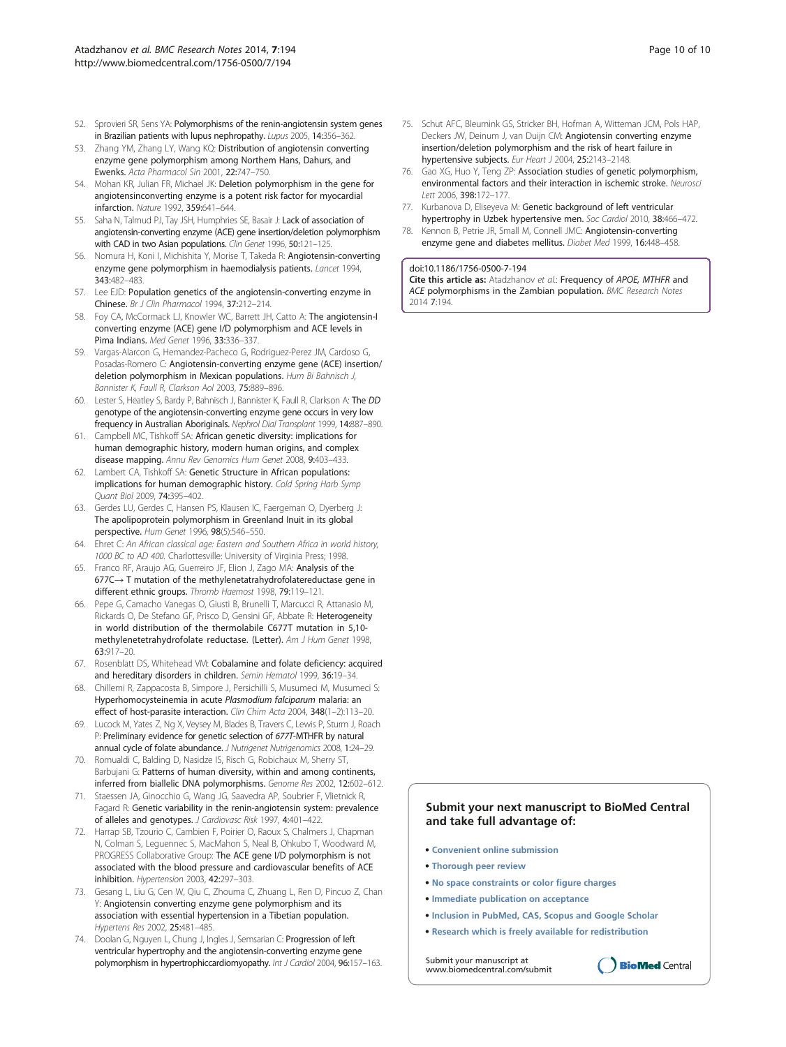52. Sprovieri SR, Sens YA: **Polymorphisms of the renin-angiotensin system genes in Brazilian patients with lupus nephropathy.** *Lupus* 2005, **14:**356–362.
53. Zhang YM, Zhang LY, Wang KQ: **Distribution of angiotensin converting enzyme gene polymorphism among Northem Hans, Dahurs, and Ewenks.** *Acta Pharmacol Sin* 2001, **22:**747–750.
54. Mohan KR, Julian FR, Michael JK: **Deletion polymorphism in the gene for angiotensinconverting enzyme is a potent risk factor for myocardial infarction.** *Nature* 1992, **359:**641–644.
55. Saha N, Talmud PJ, Tay JSH, Humphries SE, Basair J: **Lack of association of angiotensin-converting enzyme (ACE) gene insertion/deletion polymorphism with CAD in two Asian populations.** *Clin Genet* 1996, **50:**121–125.
56. Nomura H, Koni I, Michishita Y, Morise T, Takeda R: **Angiotensin-converting enzyme gene polymorphism in haemodialysis patients.** *Lancet* 1994, **343:**482–483.
57. Lee EJD: **Population genetics of the angiotensin-converting enzyme in Chinese.** *Br J Clin Pharmacol* 1994, **37:**212–214.
58. Foy CA, McCormack LJ, Knowler WC, Barrett JH, Catto A: **The angiotensin-I converting enzyme (ACE) gene I/D polymorphism and ACE levels in Pima Indians.** *Med Genet* 1996, **33:**336–337.
59. Vargas-Alarcon G, Hemandez-Pacheco G, Rodriguez-Perez JM, Cardoso G, Posadas-Romero C: **Angiotensin-converting enzyme gene (ACE) insertion/deletion polymorphism in Mexican populations.** *Hum Bi Bahnisch J, Bannister K, Faull R, Clarkson Aol* 2003, **75:**889–896.
60. Lester S, Heatley S, Bardy P, Bahnisch J, Bannister K, Faull R, Clarkson A: **The *DD* genotype of the angiotensin-converting enzyme gene occurs in very low frequency in Australian Aboriginals.** *Nephrol Dial Transplant* 1999, **14:**887–890.
61. Campbell MC, Tishkoff SA: **African genetic diversity: implications for human demographic history, modern human origins, and complex disease mapping.** *Annu Rev Genomics Hum Genet* 2008, **9:**403–433.
62. Lambert CA, Tishkoff SA: **Genetic Structure in African populations: implications for human demographic history.** *Cold Spring Harb Symp Quant Biol* 2009, **74:**395–402.
63. Gerdes LU, Gerdes C, Hansen PS, Klausen IC, Faergeman O, Dyerberg J: **The apolipoprotein polymorphism in Greenland Inuit in its global perspective.** *Hum Genet* 1996, **98**(5):546–550.
64. Ehret C: *An African classical age: Eastern and Southern Africa in world history, 1000 BC to AD 400.* Charlottesville: University of Virginia Press; 1998.
65. Franco RF, Araujo AG, Guerreiro JF, Elion J, Zago MA: **Analysis of the 677C→ T mutation of the methylenetatrahydrofolatereductase gene in different ethnic groups.** *Thromb Haemost* 1998, **79:**119–121.
66. Pepe G, Camacho Vanegas O, Giusti B, Brunelli T, Marcucci R, Attanasio M, Rickards O, De Stefano GF, Prisco D, Gensini GF, Abbate R: **Heterogeneity in world distribution of the thermolabile C677T mutation in 5,10-methylenetetrahydrofolate reductase. (Letter).** *Am J Hum Genet* 1998, **63:**917–20.
67. Rosenblatt DS, Whitehead VM: **Cobalamine and folate deficiency: acquired and hereditary disorders in children.** *Semin Hematol* 1999, **36:**19–34.
68. Chillemi R, Zappacosta B, Simpore J, Persichilli S, Musumeci M, Musumeci S: **Hyperhomocysteinemia in acute *Plasmodium falciparum* malaria: an effect of host-parasite interaction.** *Clin Chim Acta* 2004, **348**(1–2):113–20.
69. Lucock M, Yates Z, Ng X, Veysey M, Blades B, Travers C, Lewis P, Sturm J, Roach P: **Preliminary evidence for genetic selection of *677T*-MTHFR by natural annual cycle of folate abundance.** *J Nutrigenet Nutrigenomics* 2008, **1:**24–29.
70. Romualdi C, Balding D, Nasidze IS, Risch G, Robichaux M, Sherry ST, Barbujani G: **Patterns of human diversity, within and among continents, inferred from biallelic DNA polymorphisms.** *Genome Res* 2002, **12:**602–612.
71. Staessen JA, Ginocchio G, Wang JG, Saavedra AP, Soubrier F, Vlietnick R, Fagard R: **Genetic variability in the renin-angiotensin system: prevalence of alleles and genotypes.** *J Cardiovasc Risk* 1997, **4:**401–422.
72. Harrap SB, Tzourio C, Cambien F, Poirier O, Raoux S, Chalmers J, Chapman N, Colman S, Leguennec S, MacMahon S, Neal B, Ohkubo T, Woodward M, PROGRESS Collaborative Group: **The ACE gene I/D polymorphism is not associated with the blood pressure and cardiovascular benefits of ACE inhibition.** *Hypertension* 2003, **42:**297–303.
73. Gesang L, Liu G, Cen W, Qiu C, Zhouma C, Zhuang L, Ren D, Pincuo Z, Chan Y: **Angiotensin converting enzyme gene polymorphism and its association with essential hypertension in a Tibetian population.** *Hypertens Res* 2002, **25:**481–485.
74. Doolan G, Nguyen L, Chung J, Ingles J, Semsarian C: **Progression of left ventricular hypertrophy and the angiotensin-converting enzyme gene polymorphism in hypertrophiccardiomyopathy.** *Int J Cardiol* 2004, **96:**157–163.
75. Schut AFC, Bleumink GS, Stricker BH, Hofman A, Witteman JCM, Pols HAP, Deckers JW, Deinum J, van Duijn CM: **Angiotensin converting enzyme insertion/deletion polymorphism and the risk of heart failure in hypertensive subjects.** *Eur Heart J* 2004, **25:**2143–2148.
76. Gao XG, Huo Y, Teng ZP: **Association studies of genetic polymorphism, environmental factors and their interaction in ischemic stroke.** *Neurosci Lett* 2006, **398:**172–177.
77. Kurbanova D, Eliseyeva M: **Genetic background of left ventricular hypertrophy in Uzbek hypertensive men.** *Soc Cardiol* 2010, **38:**466–472.
78. Kennon B, Petrie JR, Small M, Connell JMC: **Angiotensin-converting enzyme gene and diabetes mellitus.** *Diabet Med* 1999, **16:**448–458.

doi:10.1186/1756-0500-7-194

**Cite this article as:** Atadzhanov *et al.*: Frequency of *APOE, MTHFR* and *ACE* polymorphisms in the Zambian population. *BMC Research Notes* 2014 **7**:194.

**Submit your next manuscript to BioMed Central and take full advantage of:**

- Convenient online submission
- Thorough peer review
- No space constraints or color figure charges
- Immediate publication on acceptance
- Inclusion in PubMed, CAS, Scopus and Google Scholar
- Research which is freely available for redistribution

Submit your manuscript at
www.biomedcentral.com/submit